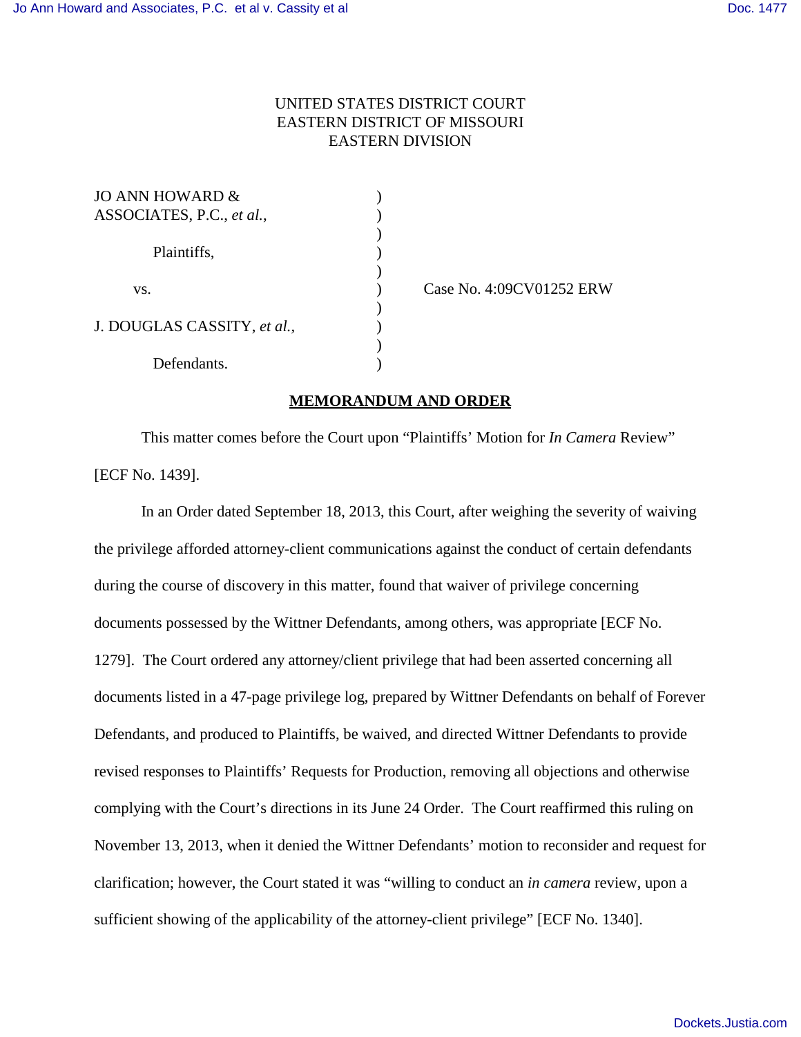UNITED STATES DISTRICT COURT
EASTERN DISTRICT OF MISSOURI
EASTERN DIVISION

JO ANN HOWARD & ASSOCIATES, P.C., *et al.*,

Plaintiffs,

vs.

J. DOUGLAS CASSITY, *et al.*,

Defendants.

Case No. 4:09CV01252 ERW

**MEMORANDUM AND ORDER**

This matter comes before the Court upon "Plaintiffs' Motion for *In Camera* Review" [ECF No. 1439].

In an Order dated September 18, 2013, this Court, after weighing the severity of waiving the privilege afforded attorney-client communications against the conduct of certain defendants during the course of discovery in this matter, found that waiver of privilege concerning documents possessed by the Wittner Defendants, among others, was appropriate [ECF No. 1279]. The Court ordered any attorney/client privilege that had been asserted concerning all documents listed in a 47-page privilege log, prepared by Wittner Defendants on behalf of Forever Defendants, and produced to Plaintiffs, be waived, and directed Wittner Defendants to provide revised responses to Plaintiffs' Requests for Production, removing all objections and otherwise complying with the Court's directions in its June 24 Order. The Court reaffirmed this ruling on November 13, 2013, when it denied the Wittner Defendants' motion to reconsider and request for clarification; however, the Court stated it was "willing to conduct an *in camera* review, upon a sufficient showing of the applicability of the attorney-client privilege" [ECF No. 1340].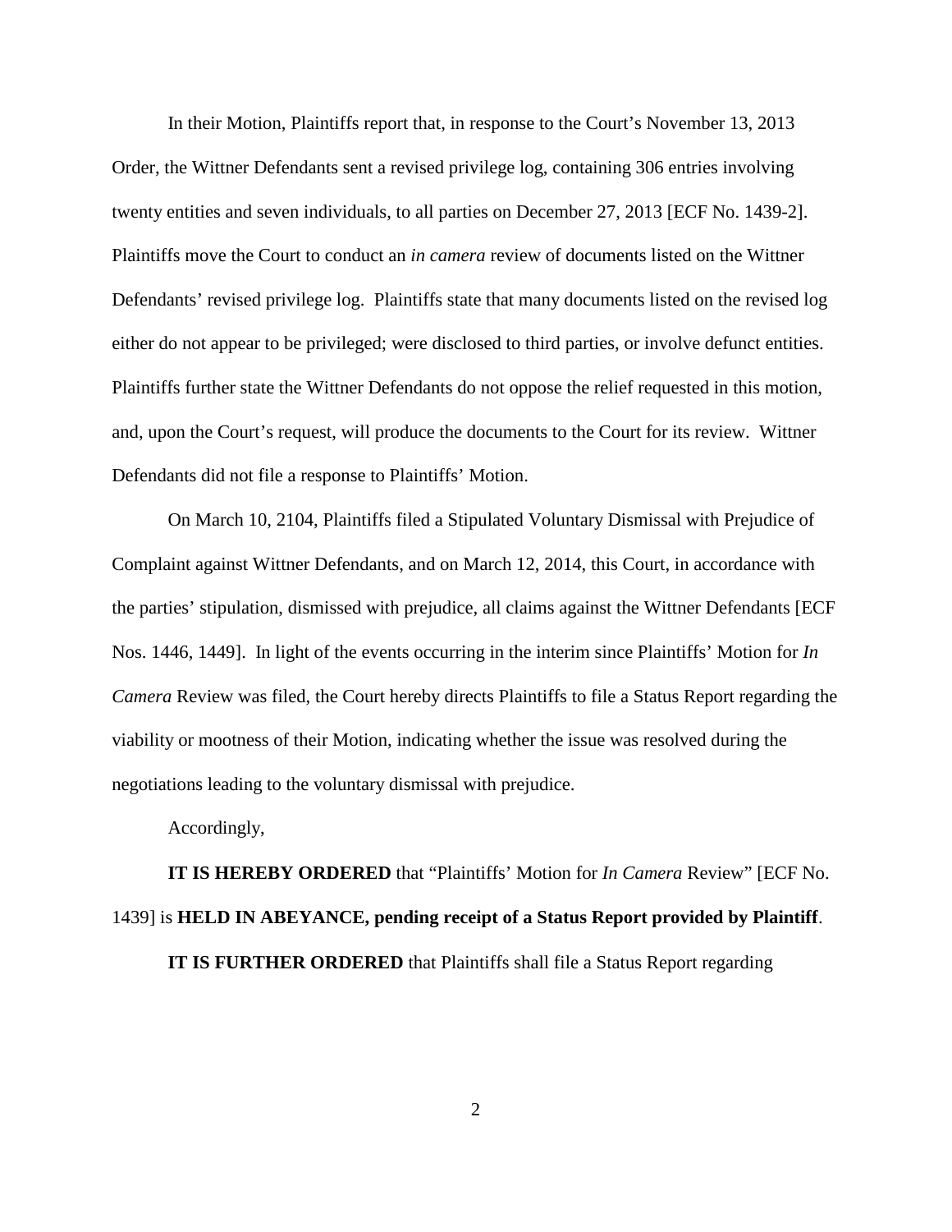In their Motion, Plaintiffs report that, in response to the Court's November 13, 2013 Order, the Wittner Defendants sent a revised privilege log, containing 306 entries involving twenty entities and seven individuals, to all parties on December 27, 2013 [ECF No. 1439-2]. Plaintiffs move the Court to conduct an *in camera* review of documents listed on the Wittner Defendants' revised privilege log. Plaintiffs state that many documents listed on the revised log either do not appear to be privileged; were disclosed to third parties, or involve defunct entities. Plaintiffs further state the Wittner Defendants do not oppose the relief requested in this motion, and, upon the Court's request, will produce the documents to the Court for its review. Wittner Defendants did not file a response to Plaintiffs' Motion.

On March 10, 2104, Plaintiffs filed a Stipulated Voluntary Dismissal with Prejudice of Complaint against Wittner Defendants, and on March 12, 2014, this Court, in accordance with the parties' stipulation, dismissed with prejudice, all claims against the Wittner Defendants [ECF Nos. 1446, 1449]. In light of the events occurring in the interim since Plaintiffs' Motion for *In Camera* Review was filed, the Court hereby directs Plaintiffs to file a Status Report regarding the viability or mootness of their Motion, indicating whether the issue was resolved during the negotiations leading to the voluntary dismissal with prejudice.

Accordingly,

**IT IS HEREBY ORDERED** that "Plaintiffs' Motion for *In Camera* Review" [ECF No. 1439] is **HELD IN ABEYANCE, pending receipt of a Status Report provided by Plaintiff**.

**IT IS FURTHER ORDERED** that Plaintiffs shall file a Status Report regarding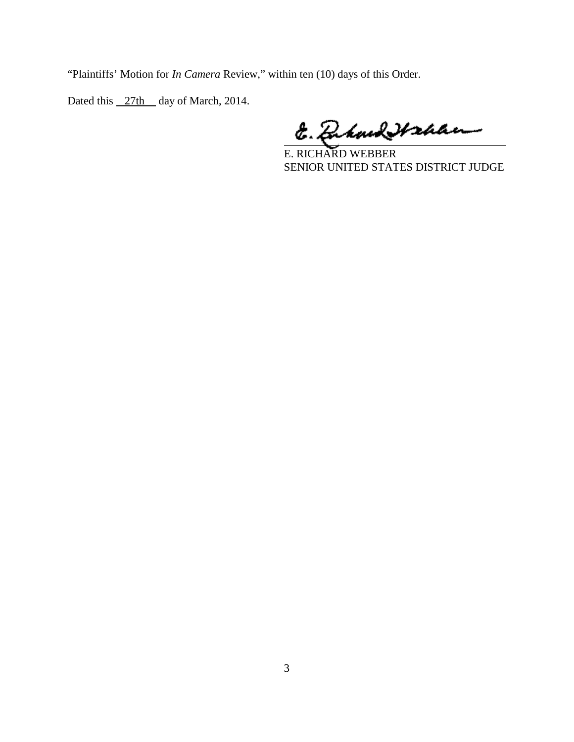"Plaintiffs' Motion for *In Camera* Review," within ten (10) days of this Order.

Dated this 27th day of March, 2014.

E. RICHARD WEBBER
SENIOR UNITED STATES DISTRICT JUDGE